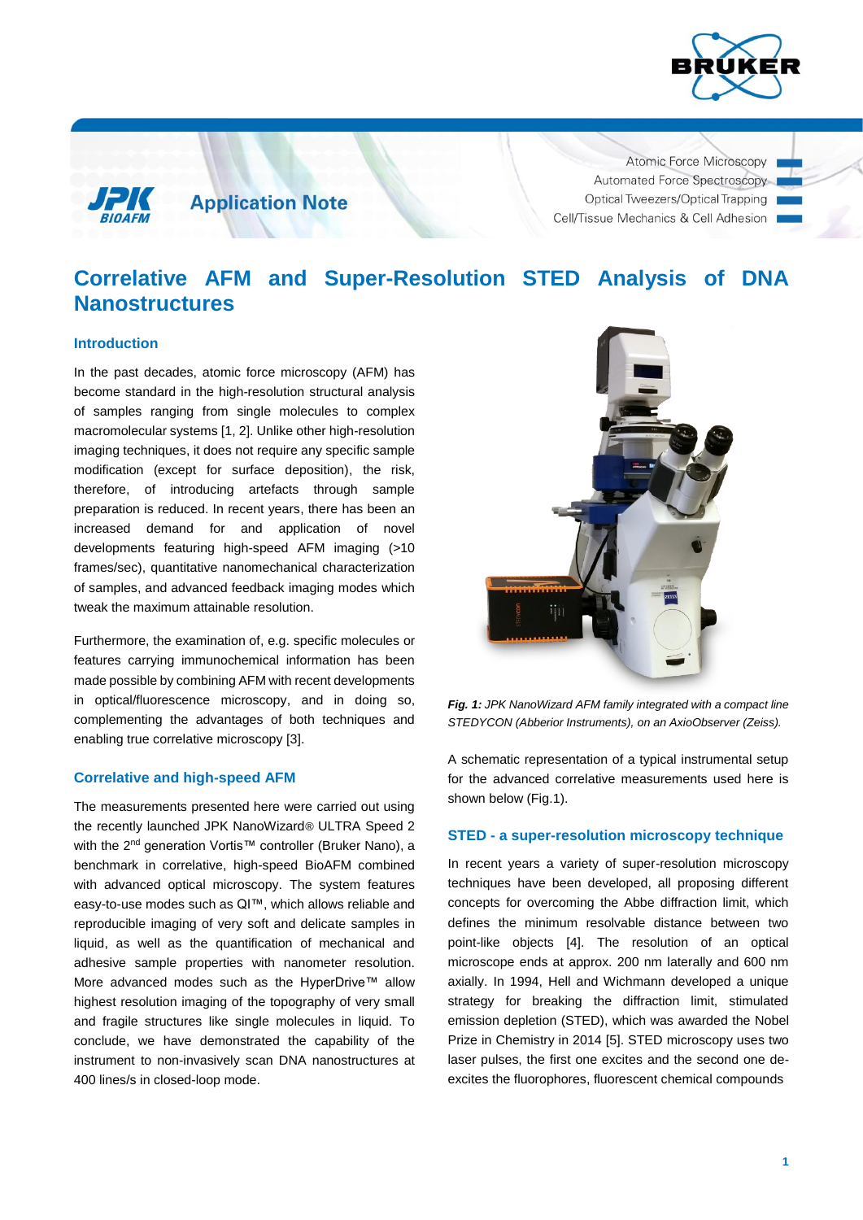Application Note

Atomic Force Microscopy
Automated Force Spectroscopy
Optical Tweezers/Optical Trapping
Cell/Tissue Mechanics & Cell Adhesion

# Correlative AFM and Super-Resolution STED Analysis of DNA Nanostructures

## Introduction

In the past decades, atomic force microscopy (AFM) has become standard in the high-resolution structural analysis of samples ranging from single molecules to complex macromolecular systems [1, 2]. Unlike other high-resolution imaging techniques, it does not require any specific sample modification (except for surface deposition), the risk, therefore, of introducing artefacts through sample preparation is reduced. In recent years, there has been an increased demand for and application of novel developments featuring high-speed AFM imaging (>10 frames/sec), quantitative nanomechanical characterization of samples, and advanced feedback imaging modes which tweak the maximum attainable resolution.

Furthermore, the examination of, e.g. specific molecules or features carrying immunochemical information has been made possible by combining AFM with recent developments in optical/fluorescence microscopy, and in doing so, complementing the advantages of both techniques and enabling true correlative microscopy [3].

## Correlative and high-speed AFM

The measurements presented here were carried out using the recently launched JPK NanoWizard® ULTRA Speed 2 with the 2nd generation Vortis™ controller (Bruker Nano), a benchmark in correlative, high-speed BioAFM combined with advanced optical microscopy. The system features easy-to-use modes such as QI™, which allows reliable and reproducible imaging of very soft and delicate samples in liquid, as well as the quantification of mechanical and adhesive sample properties with nanometer resolution. More advanced modes such as the HyperDrive™ allow highest resolution imaging of the topography of very small and fragile structures like single molecules in liquid. To conclude, we have demonstrated the capability of the instrument to non-invasively scan DNA nanostructures at 400 lines/s in closed-loop mode.

***Fig. 1:*** *JPK NanoWizard AFM family integrated with a compact line STEDYCON (Abberior Instruments), on an AxioObserver (Zeiss).*

A schematic representation of a typical instrumental setup for the advanced correlative measurements used here is shown below (Fig.1).

## STED - a super-resolution microscopy technique

In recent years a variety of super-resolution microscopy techniques have been developed, all proposing different concepts for overcoming the Abbe diffraction limit, which defines the minimum resolvable distance between two point-like objects [4]. The resolution of an optical microscope ends at approx. 200 nm laterally and 600 nm axially. In 1994, Hell and Wichmann developed a unique strategy for breaking the diffraction limit, stimulated emission depletion (STED), which was awarded the Nobel Prize in Chemistry in 2014 [5]. STED microscopy uses two laser pulses, the first one excites and the second one de-excites the fluorophores, fluorescent chemical compounds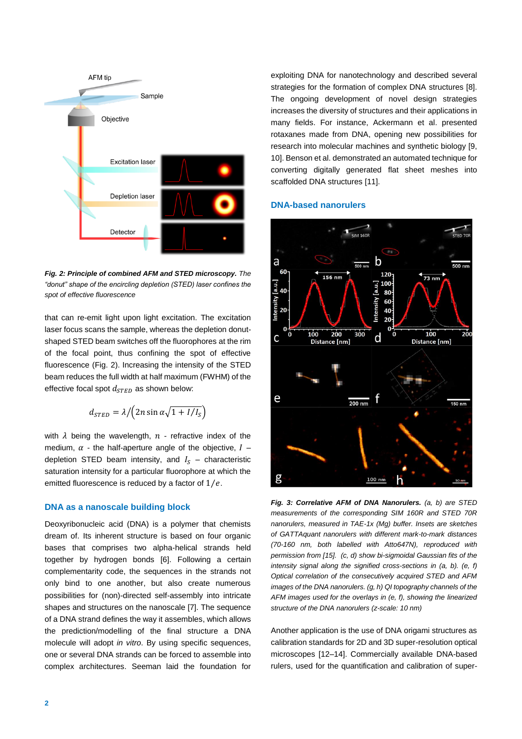*Fig. 2: Principle of combined AFM and STED microscopy. The "donut" shape of the encircling depletion (STED) laser confines the spot of effective fluorescence*

that can re-emit light upon light excitation. The excitation laser focus scans the sample, whereas the depletion donut-shaped STED beam switches off the fluorophores at the rim of the focal point, thus confining the spot of effective fluorescence (Fig. 2). Increasing the intensity of the STED beam reduces the full width at half maximum (FWHM) of the effective focal spot $d_{STED}$ as shown below:

$$d_{STED} = \lambda / \left( 2n \sin \alpha \sqrt{1 + I/I_S} \right)$$

with $\lambda$ being the wavelength, $n$ - refractive index of the medium, $\alpha$ - the half-aperture angle of the objective, $I$ – depletion STED beam intensity, and $I_S$ – characteristic saturation intensity for a particular fluorophore at which the emitted fluorescence is reduced by a factor of $1/e$.

## DNA as a nanoscale building block

Deoxyribonucleic acid (DNA) is a polymer that chemists dream of. Its inherent structure is based on four organic bases that comprises two alpha-helical strands held together by hydrogen bonds [6]. Following a certain complementarity code, the sequences in the strands not only bind to one another, but also create numerous possibilities for (non-)selective self-assembly into intricate shapes and structures on the nanoscale [7]. The sequence of a DNA strand defines the way it assembles, which allows the prediction/modelling of the final structure a DNA molecule will adopt *in vitro*. By using specific sequences, one or several DNA strands can be forced to assemble into complex architectures. Seeman laid the foundation for exploiting DNA for nanotechnology and described several strategies for the formation of complex DNA structures [8]. The ongoing development of novel design strategies increases the diversity of structures and their applications in many fields. For instance, Ackermann et al. presented rotaxanes made from DNA, opening new possibilities for research into molecular machines and synthetic biology [9, 10]. Benson et al. demonstrated an automated technique for converting digitally generated flat sheet meshes into scaffolded DNA structures [11].

## DNA-based nanorulers

*Fig. 3: Correlative AFM of DNA Nanorulers. (a, b) are STED measurements of the corresponding SIM 160R and STED 70R nanorulers, measured in TAE-1x (Mg) buffer. Insets are sketches of GATTAquant nanorulers with different mark-to-mark distances (70-160 nm, both labelled with Atto647N), reproduced with permission from [15]. (c, d) show bi-sigmoidal Gaussian fits of the intensity signal along the signified cross-sections in (a, b). (e, f) Optical correlation of the consecutively acquired STED and AFM images of the DNA nanorulers. (g, h) QI topography channels of the AFM images used for the overlays in (e, f), showing the linearized structure of the DNA nanorulers (z-scale: 10 nm)*

Another application is the use of DNA origami structures as calibration standards for 2D and 3D super-resolution optical microscopes [12–14]. Commercially available DNA-based rulers, used for the quantification and calibration of super-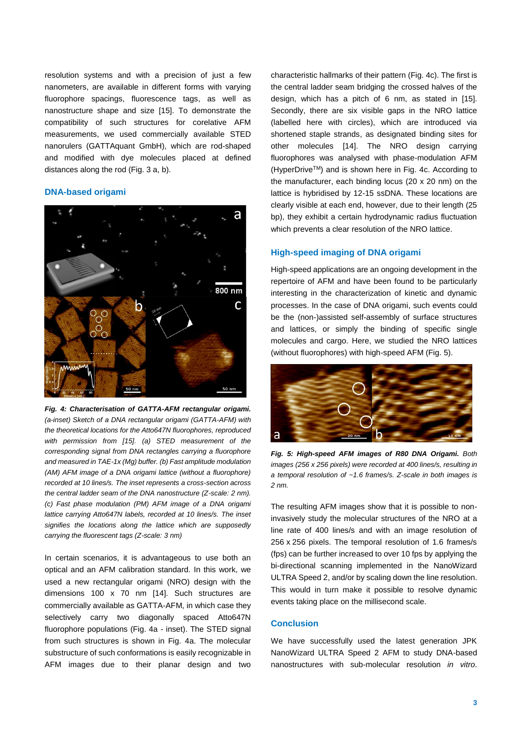resolution systems and with a precision of just a few nanometers, are available in different forms with varying fluorophore spacings, fluorescence tags, as well as nanostructure shape and size [15]. To demonstrate the compatibility of such structures for corelative AFM measurements, we used commercially available STED nanorulers (GATTAquant GmbH), which are rod-shaped and modified with dye molecules placed at defined distances along the rod (Fig. 3 a, b).

## DNA-based origami

***Fig. 4: Characterisation of GATTA-AFM rectangular origami.*** *(a-inset) Sketch of a DNA rectangular origami (GATTA-AFM) with the theoretical locations for the Atto647N fluorophores, reproduced with permission from [15]. (a) STED measurement of the corresponding signal from DNA rectangles carrying a fluorophore and measured in TAE-1x (Mg) buffer. (b) Fast amplitude modulation (AM) AFM image of a DNA origami lattice (without a fluorophore) recorded at 10 lines/s. The inset represents a cross-section across the central ladder seam of the DNA nanostructure (Z-scale: 2 nm). (c) Fast phase modulation (PM) AFM image of a DNA origami lattice carrying Atto647N labels, recorded at 10 lines/s. The inset signifies the locations along the lattice which are supposedly carrying the fluorescent tags (Z-scale: 3 nm)*

In certain scenarios, it is advantageous to use both an optical and an AFM calibration standard. In this work, we used a new rectangular origami (NRO) design with the dimensions 100 x 70 nm [14]. Such structures are commercially available as GATTA-AFM, in which case they selectively carry two diagonally spaced Atto647N fluorophore populations (Fig. 4a - inset). The STED signal from such structures is shown in Fig. 4a. The molecular substructure of such conformations is easily recognizable in AFM images due to their planar design and two characteristic hallmarks of their pattern (Fig. 4c). The first is the central ladder seam bridging the crossed halves of the design, which has a pitch of 6 nm, as stated in [15]. Secondly, there are six visible gaps in the NRO lattice (labelled here with circles), which are introduced via shortened staple strands, as designated binding sites for other molecules [14]. The NRO design carrying fluorophores was analysed with phase-modulation AFM (HyperDrive™) and is shown here in Fig. 4c. According to the manufacturer, each binding locus (20 x 20 nm) on the lattice is hybridised by 12-15 ssDNA. These locations are clearly visible at each end, however, due to their length (25 bp), they exhibit a certain hydrodynamic radius fluctuation which prevents a clear resolution of the NRO lattice.

## High-speed imaging of DNA origami

High-speed applications are an ongoing development in the repertoire of AFM and have been found to be particularly interesting in the characterization of kinetic and dynamic processes. In the case of DNA origami, such events could be the (non-)assisted self-assembly of surface structures and lattices, or simply the binding of specific single molecules and cargo. Here, we studied the NRO lattices (without fluorophores) with high-speed AFM (Fig. 5).

***Fig. 5: High-speed AFM images of R80 DNA Origami.*** *Both images (256 x 256 pixels) were recorded at 400 lines/s, resulting in a temporal resolution of ~1.6 frames/s. Z-scale in both images is 2 nm.*

The resulting AFM images show that it is possible to non-invasively study the molecular structures of the NRO at a line rate of 400 lines/s and with an image resolution of 256 x 256 pixels. The temporal resolution of 1.6 frames/s (fps) can be further increased to over 10 fps by applying the bi-directional scanning implemented in the NanoWizard ULTRA Speed 2, and/or by scaling down the line resolution. This would in turn make it possible to resolve dynamic events taking place on the millisecond scale.

## Conclusion

We have successfully used the latest generation JPK NanoWizard ULTRA Speed 2 AFM to study DNA-based nanostructures with sub-molecular resolution *in vitro*.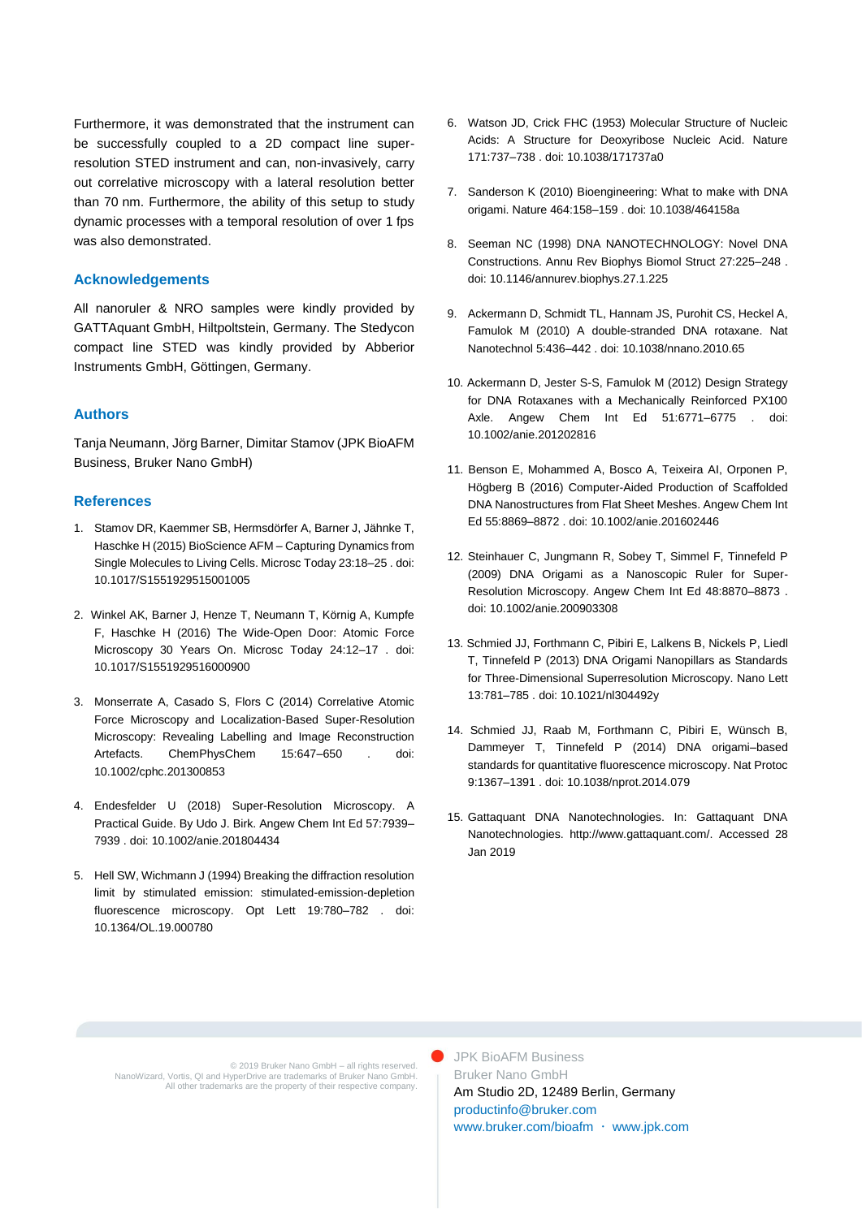Furthermore, it was demonstrated that the instrument can be successfully coupled to a 2D compact line super-resolution STED instrument and can, non-invasively, carry out correlative microscopy with a lateral resolution better than 70 nm. Furthermore, the ability of this setup to study dynamic processes with a temporal resolution of over 1 fps was also demonstrated.

## Acknowledgements

All nanoruler & NRO samples were kindly provided by GATTAquant GmbH, Hiltpoltstein, Germany. The Stedycon compact line STED was kindly provided by Abberior Instruments GmbH, Göttingen, Germany.

## Authors

Tanja Neumann, Jörg Barner, Dimitar Stamov (JPK BioAFM Business, Bruker Nano GmbH)

## References

1. Stamov DR, Kaemmer SB, Hermsdörfer A, Barner J, Jähnke T, Haschke H (2015) BioScience AFM – Capturing Dynamics from Single Molecules to Living Cells. Microsc Today 23:18–25 . doi: 10.1017/S1551929515001005

2. Winkel AK, Barner J, Henze T, Neumann T, Körnig A, Kumpfe F, Haschke H (2016) The Wide-Open Door: Atomic Force Microscopy 30 Years On. Microsc Today 24:12–17 . doi: 10.1017/S1551929516000900

3. Monserrate A, Casado S, Flors C (2014) Correlative Atomic Force Microscopy and Localization-Based Super-Resolution Microscopy: Revealing Labelling and Image Reconstruction Artefacts. ChemPhysChem 15:647–650 . doi: 10.1002/cphc.201300853

4. Endesfelder U (2018) Super-Resolution Microscopy. A Practical Guide. By Udo J. Birk. Angew Chem Int Ed 57:7939–7939 . doi: 10.1002/anie.201804434

5. Hell SW, Wichmann J (1994) Breaking the diffraction resolution limit by stimulated emission: stimulated-emission-depletion fluorescence microscopy. Opt Lett 19:780–782 . doi: 10.1364/OL.19.000780

6. Watson JD, Crick FHC (1953) Molecular Structure of Nucleic Acids: A Structure for Deoxyribose Nucleic Acid. Nature 171:737–738 . doi: 10.1038/171737a0

7. Sanderson K (2010) Bioengineering: What to make with DNA origami. Nature 464:158–159 . doi: 10.1038/464158a

8. Seeman NC (1998) DNA NANOTECHNOLOGY: Novel DNA Constructions. Annu Rev Biophys Biomol Struct 27:225–248 . doi: 10.1146/annurev.biophys.27.1.225

9. Ackermann D, Schmidt TL, Hannam JS, Purohit CS, Heckel A, Famulok M (2010) A double-stranded DNA rotaxane. Nat Nanotechnol 5:436–442 . doi: 10.1038/nnano.2010.65

10. Ackermann D, Jester S-S, Famulok M (2012) Design Strategy for DNA Rotaxanes with a Mechanically Reinforced PX100 Axle. Angew Chem Int Ed 51:6771–6775 . doi: 10.1002/anie.201202816

11. Benson E, Mohammed A, Bosco A, Teixeira AI, Orponen P, Högberg B (2016) Computer-Aided Production of Scaffolded DNA Nanostructures from Flat Sheet Meshes. Angew Chem Int Ed 55:8869–8872 . doi: 10.1002/anie.201602446

12. Steinhauer C, Jungmann R, Sobey T, Simmel F, Tinnefeld P (2009) DNA Origami as a Nanoscopic Ruler for Super-Resolution Microscopy. Angew Chem Int Ed 48:8870–8873 . doi: 10.1002/anie.200903308

13. Schmied JJ, Forthmann C, Pibiri E, Lalkens B, Nickels P, Liedl T, Tinnefeld P (2013) DNA Origami Nanopillars as Standards for Three-Dimensional Superresolution Microscopy. Nano Lett 13:781–785 . doi: 10.1021/nl304492y

14. Schmied JJ, Raab M, Forthmann C, Pibiri E, Wünsch B, Dammeyer T, Tinnefeld P (2014) DNA origami–based standards for quantitative fluorescence microscopy. Nat Protoc 9:1367–1391 . doi: 10.1038/nprot.2014.079

15. Gattaquant DNA Nanotechnologies. In: Gattaquant DNA Nanotechnologies. http://www.gattaquant.com/. Accessed 28 Jan 2019

© 2019 Bruker Nano GmbH – all rights reserved.
NanoWizard, Vortis, QI and HyperDrive are trademarks of Bruker Nano GmbH.
All other trademarks are the property of their respective company.

JPK BioAFM Business
Bruker Nano GmbH
Am Studio 2D, 12489 Berlin, Germany
productinfo@bruker.com
www.bruker.com/bioafm · www.jpk.com